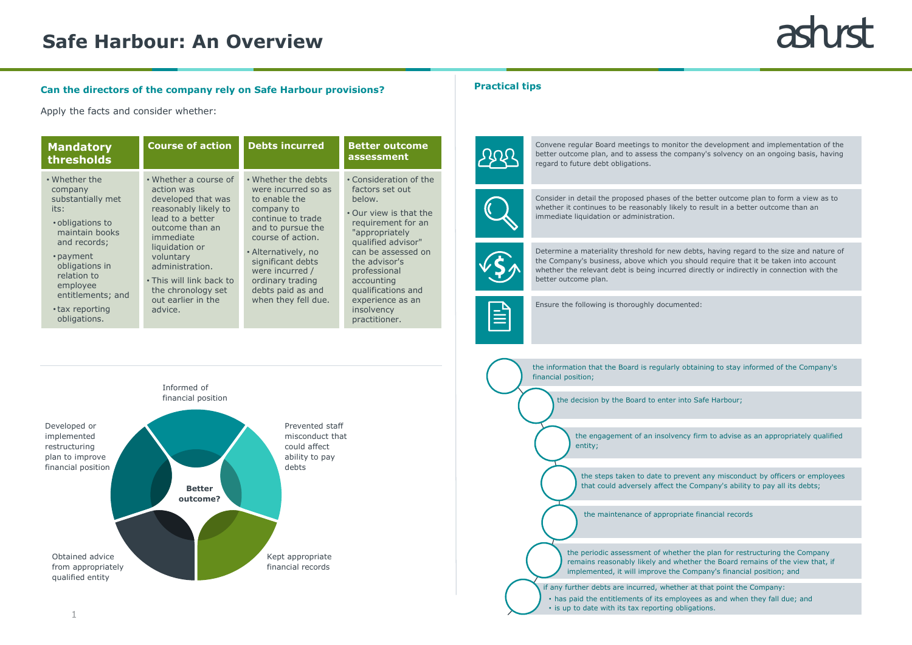# Safe Harbour: An Overview

## Can the directors of the company rely on Safe Harbour provisions?

Apply the facts and consider whether:

| Mandatory thresholds | Course of action | Debts incurred | Better outcome assessment |
|---|---|---|---|
| • Whether the company substantially met its:<br>• obligations to maintain books and records;<br>• payment obligations in relation to employee entitlements; and<br>• tax reporting obligations. | • Whether a course of action was developed that was reasonably likely to lead to a better outcome than an immediate liquidation or voluntary administration.<br>• This will link back to the chronology set out earlier in the advice. | • Whether the debts were incurred so as to enable the company to continue to trade and to pursue the course of action.<br>• Alternatively, no significant debts were incurred / ordinary trading debts paid as and when they fell due. | • Consideration of the factors set out below.<br>• Our view is that the requirement for an "appropriately qualified advisor" can be assessed on the advisor's professional accounting qualifications and experience as an insolvency practitioner. |

**Better outcome?**

- Informed of financial position
- Prevented staff misconduct that could affect ability to pay debts
- Kept appropriate financial records
- Obtained advice from appropriately qualified entity
- Developed or implemented restructuring plan to improve financial position

## Practical tips

Convene regular Board meetings to monitor the development and implementation of the better outcome plan, and to assess the company's solvency on an ongoing basis, having regard to future debt obligations.

Consider in detail the proposed phases of the better outcome plan to form a view as to whether it continues to be reasonably likely to result in a better outcome than an immediate liquidation or administration.

Determine a materiality threshold for new debts, having regard to the size and nature of the Company's business, above which you should require that it be taken into account whether the relevant debt is being incurred directly or indirectly in connection with the better outcome plan.

Ensure the following is thoroughly documented:

- the information that the Board is regularly obtaining to stay informed of the Company's financial position;
- the decision by the Board to enter into Safe Harbour;
- the engagement of an insolvency firm to advise as an appropriately qualified entity;
- the steps taken to date to prevent any misconduct by officers or employees that could adversely affect the Company's ability to pay all its debts;
- the maintenance of appropriate financial records
- the periodic assessment of whether the plan for restructuring the Company remains reasonably likely and whether the Board remains of the view that, if implemented, it will improve the Company's financial position; and
- if any further debts are incurred, whether at that point the Company:
  - has paid the entitlements of its employees as and when they fall due; and
  - is up to date with its tax reporting obligations.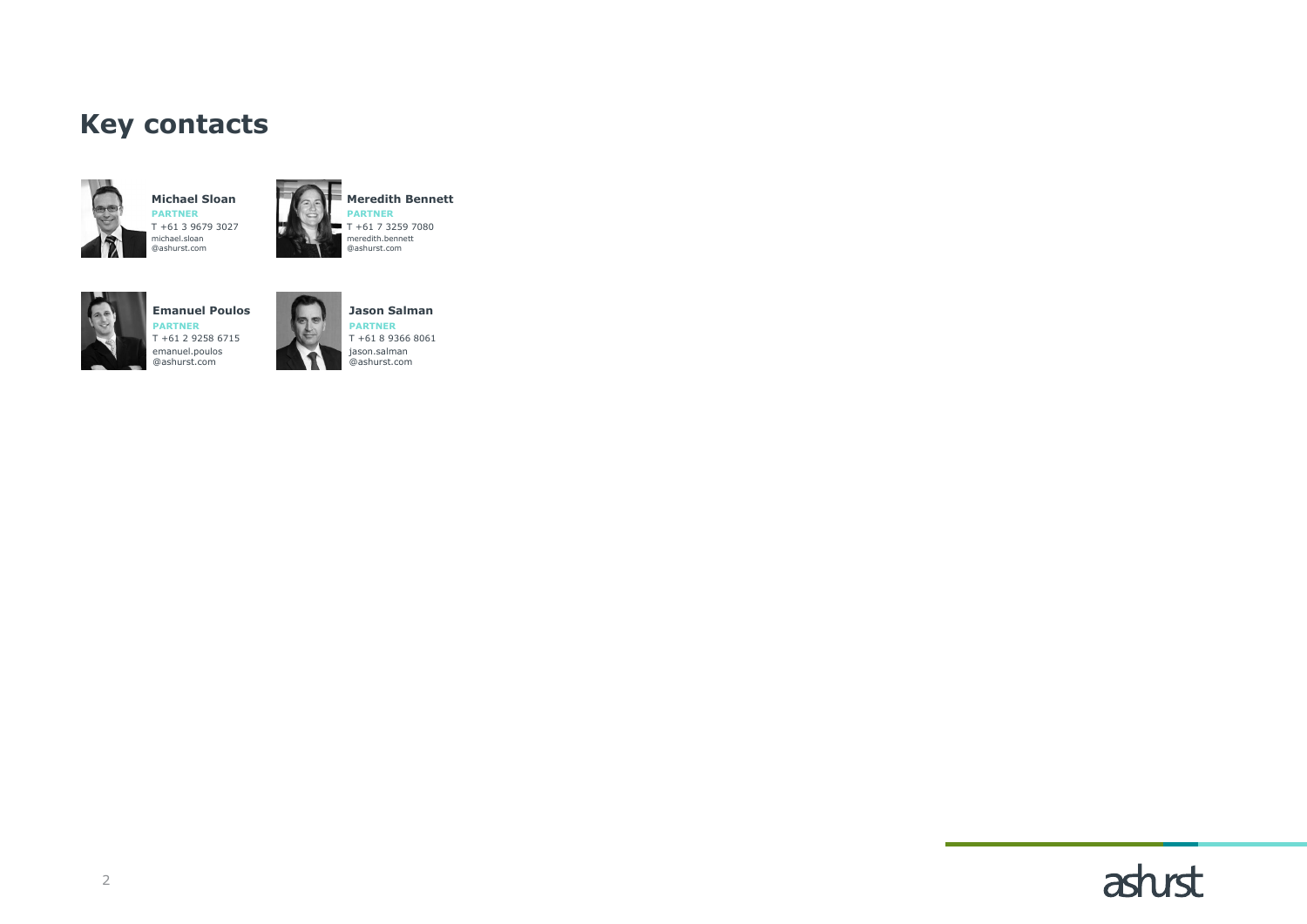# Key contacts

**Michael Sloan**
PARTNER
T +61 3 9679 3027
michael.sloan
@ashurst.com

**Meredith Bennett**
PARTNER
T +61 7 3259 7080
meredith.bennett
@ashurst.com

**Emanuel Poulos**
PARTNER
T +61 2 9258 6715
emanuel.poulos
@ashurst.com

**Jason Salman**
PARTNER
T +61 8 9366 8061
jason.salman
@ashurst.com